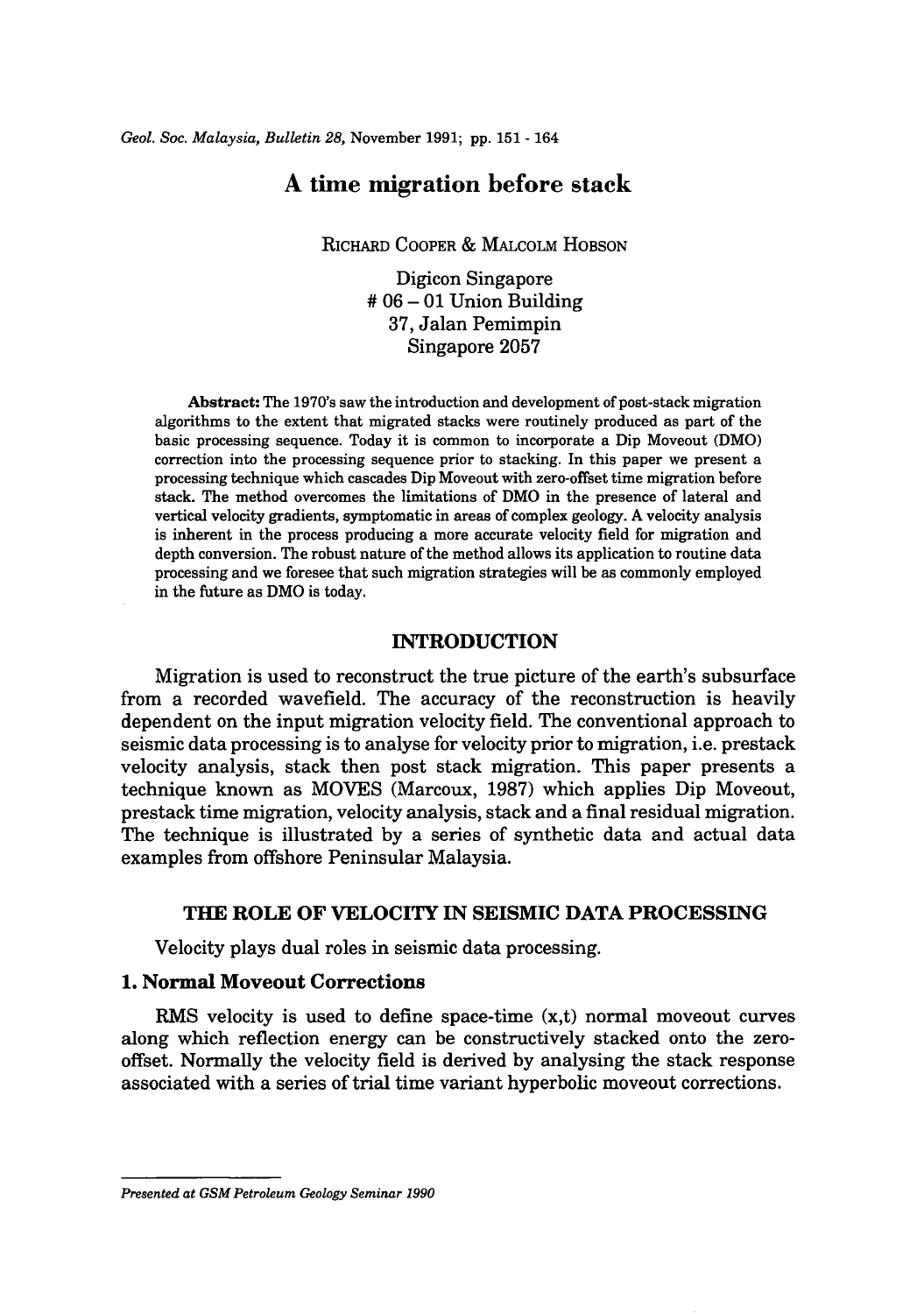# A time migration before stack

RICHARD COOPER & MALCOLM HOBSON

Digicon Singapore
# 06 – 01 Union Building
37, Jalan Pemimpin
Singapore 2057

**Abstract:** The 1970's saw the introduction and development of post-stack migration algorithms to the extent that migrated stacks were routinely produced as part of the basic processing sequence. Today it is common to incorporate a Dip Moveout (DMO) correction into the processing sequence prior to stacking. In this paper we present a processing technique which cascades Dip Moveout with zero-offset time migration before stack. The method overcomes the limitations of DMO in the presence of lateral and vertical velocity gradients, symptomatic in areas of complex geology. A velocity analysis is inherent in the process producing a more accurate velocity field for migration and depth conversion. The robust nature of the method allows its application to routine data processing and we foresee that such migration strategies will be as commonly employed in the future as DMO is today.

## INTRODUCTION

Migration is used to reconstruct the true picture of the earth's subsurface from a recorded wavefield. The accuracy of the reconstruction is heavily dependent on the input migration velocity field. The conventional approach to seismic data processing is to analyse for velocity prior to migration, i.e. prestack velocity analysis, stack then post stack migration. This paper presents a technique known as MOVES (Marcoux, 1987) which applies Dip Moveout, prestack time migration, velocity analysis, stack and a final residual migration. The technique is illustrated by a series of synthetic data and actual data examples from offshore Peninsular Malaysia.

## THE ROLE OF VELOCITY IN SEISMIC DATA PROCESSING

Velocity plays dual roles in seismic data processing.

### 1. Normal Moveout Corrections

RMS velocity is used to define space-time (x,t) normal moveout curves along which reflection energy can be constructively stacked onto the zero-offset. Normally the velocity field is derived by analysing the stack response associated with a series of trial time variant hyperbolic moveout corrections.

*Presented at GSM Petroleum Geology Seminar 1990*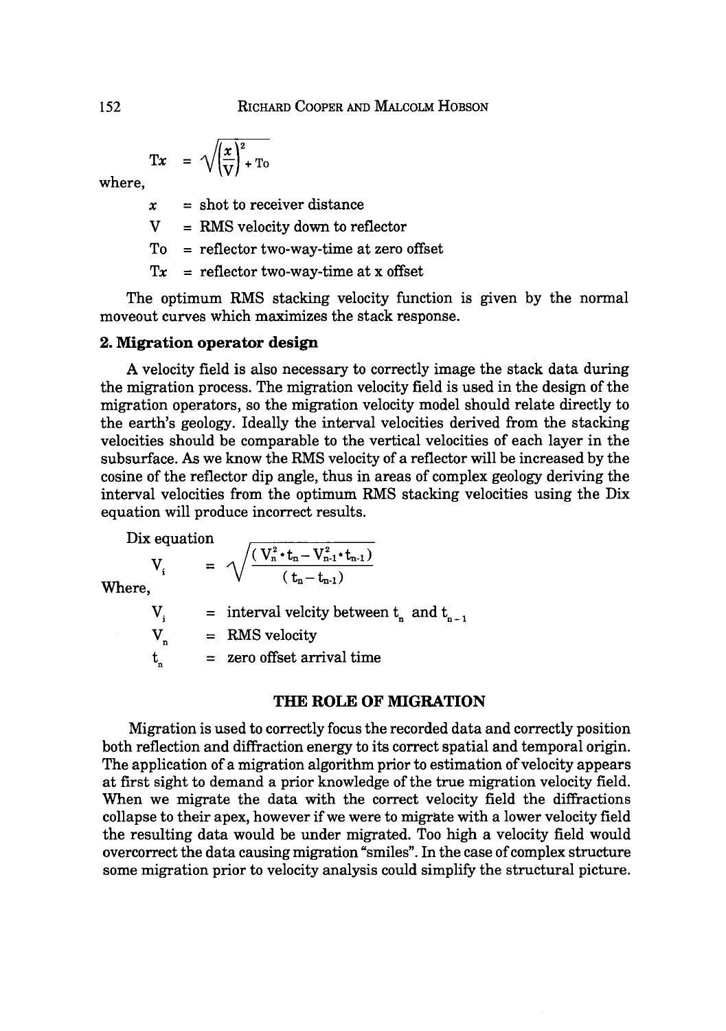$$Tx = \sqrt{\left(\frac{x}{V}\right)^2 + To}$$

where,

$x$ = shot to receiver distance

V = RMS velocity down to reflector

To = reflector two-way-time at zero offset

$Tx$ = reflector two-way-time at x offset

The optimum RMS stacking velocity function is given by the normal moveout curves which maximizes the stack response.

### 2. Migration operator design

A velocity field is also necessary to correctly image the stack data during the migration process. The migration velocity field is used in the design of the migration operators, so the migration velocity model should relate directly to the earth's geology. Ideally the interval velocities derived from the stacking velocities should be comparable to the vertical velocities of each layer in the subsurface. As we know the RMS velocity of a reflector will be increased by the cosine of the reflector dip angle, thus in areas of complex geology deriving the interval velocities from the optimum RMS stacking velocities using the Dix equation will produce incorrect results.

Dix equation

$$V_i = \sqrt{\frac{(V_n^2 \cdot t_n - V_{n-1}^2 \cdot t_{n-1})}{(t_n - t_{n-1})}}$$

Where,

$V_i$ = interval velcity between $t_n$ and $t_{n-1}$

$V_n$ = RMS velocity

$t_n$ = zero offset arrival time

## THE ROLE OF MIGRATION

Migration is used to correctly focus the recorded data and correctly position both reflection and diffraction energy to its correct spatial and temporal origin. The application of a migration algorithm prior to estimation of velocity appears at first sight to demand a prior knowledge of the true migration velocity field. When we migrate the data with the correct velocity field the diffractions collapse to their apex, however if we were to migrate with a lower velocity field the resulting data would be under migrated. Too high a velocity field would overcorrect the data causing migration "smiles". In the case of complex structure some migration prior to velocity analysis could simplify the structural picture.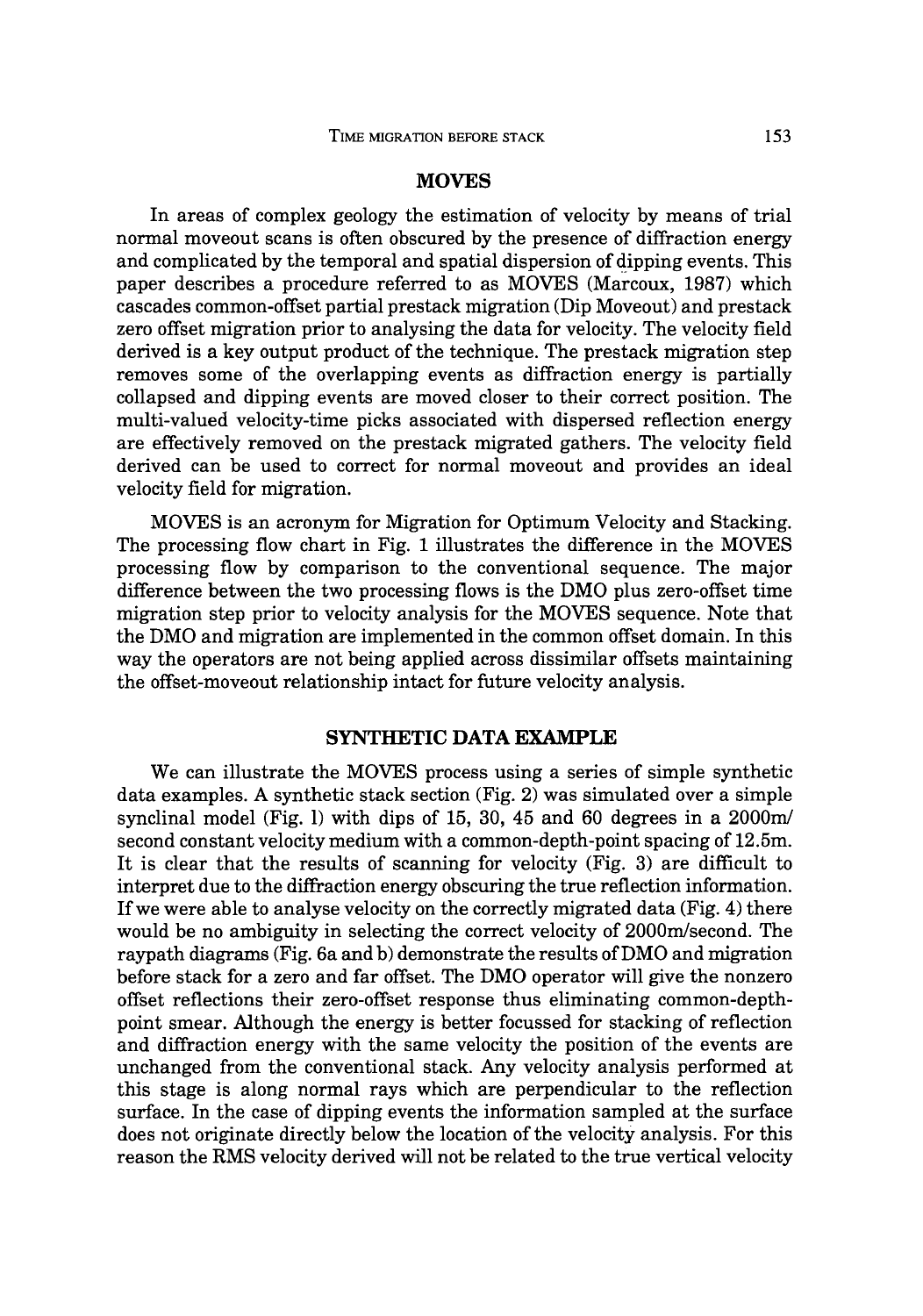## MOVES

In areas of complex geology the estimation of velocity by means of trial normal moveout scans is often obscured by the presence of diffraction energy and complicated by the temporal and spatial dispersion of dipping events. This paper describes a procedure referred to as MOVES (Marcoux, 1987) which cascades common-offset partial prestack migration (Dip Moveout) and prestack zero offset migration prior to analysing the data for velocity. The velocity field derived is a key output product of the technique. The prestack migration step removes some of the overlapping events as diffraction energy is partially collapsed and dipping events are moved closer to their correct position. The multi-valued velocity-time picks associated with dispersed reflection energy are effectively removed on the prestack migrated gathers. The velocity field derived can be used to correct for normal moveout and provides an ideal velocity field for migration.

MOVES is an acronym for Migration for Optimum Velocity and Stacking. The processing flow chart in Fig. 1 illustrates the difference in the MOVES processing flow by comparison to the conventional sequence. The major difference between the two processing flows is the DMO plus zero-offset time migration step prior to velocity analysis for the MOVES sequence. Note that the DMO and migration are implemented in the common offset domain. In this way the operators are not being applied across dissimilar offsets maintaining the offset-moveout relationship intact for future velocity analysis.

## SYNTHETIC DATA EXAMPLE

We can illustrate the MOVES process using a series of simple synthetic data examples. A synthetic stack section (Fig. 2) was simulated over a simple synclinal model (Fig. 1) with dips of 15, 30, 45 and 60 degrees in a 2000m/second constant velocity medium with a common-depth-point spacing of 12.5m. It is clear that the results of scanning for velocity (Fig. 3) are difficult to interpret due to the diffraction energy obscuring the true reflection information. If we were able to analyse velocity on the correctly migrated data (Fig. 4) there would be no ambiguity in selecting the correct velocity of 2000m/second. The raypath diagrams (Fig. 6a and b) demonstrate the results of DMO and migration before stack for a zero and far offset. The DMO operator will give the nonzero offset reflections their zero-offset response thus eliminating common-depth-point smear. Although the energy is better focussed for stacking of reflection and diffraction energy with the same velocity the position of the events are unchanged from the conventional stack. Any velocity analysis performed at this stage is along normal rays which are perpendicular to the reflection surface. In the case of dipping events the information sampled at the surface does not originate directly below the location of the velocity analysis. For this reason the RMS velocity derived will not be related to the true vertical velocity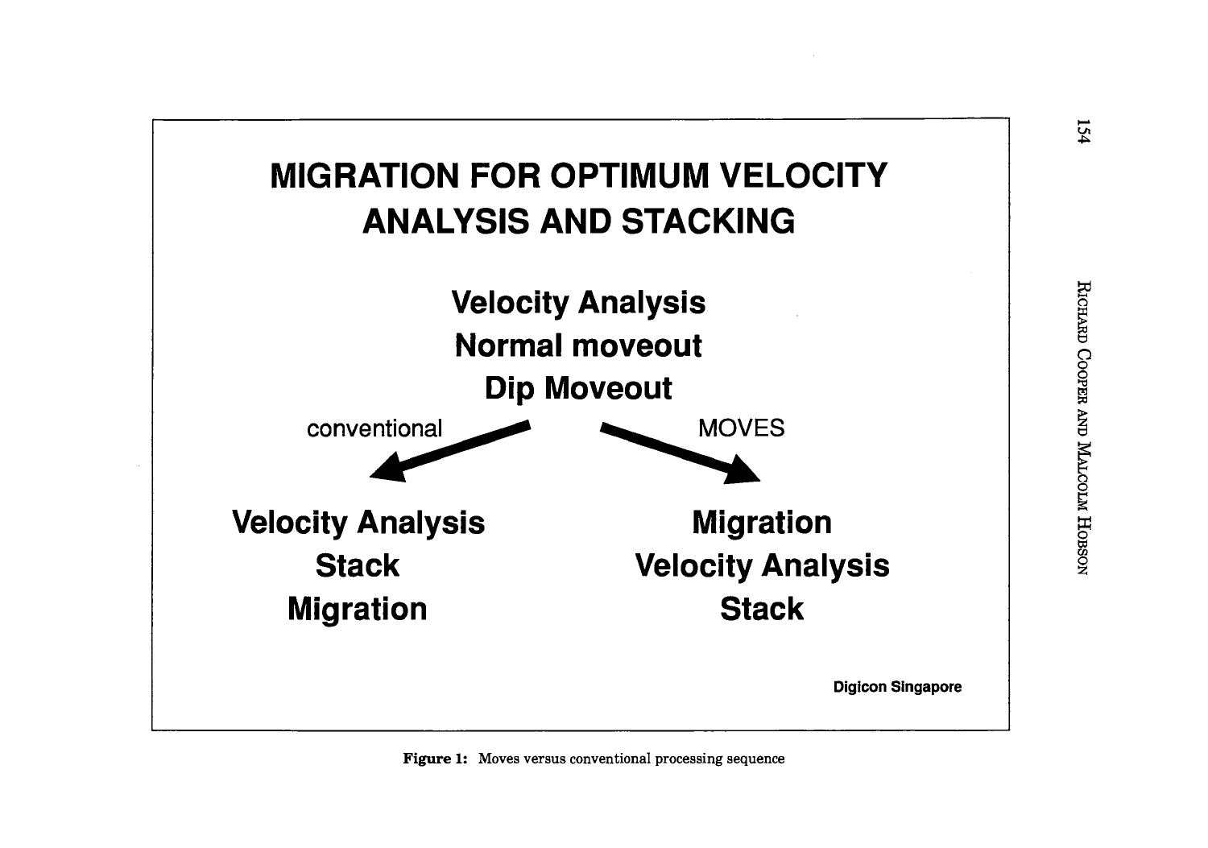# MIGRATION FOR OPTIMUM VELOCITY ANALYSIS AND STACKING

**Velocity Analysis**
**Normal moveout**
**Dip Moveout**

conventional → **Velocity Analysis**, **Stack**, **Migration**

MOVES → **Migration**, **Velocity Analysis**, **Stack**

**Digicon Singapore**

**Figure 1:** Moves versus conventional processing sequence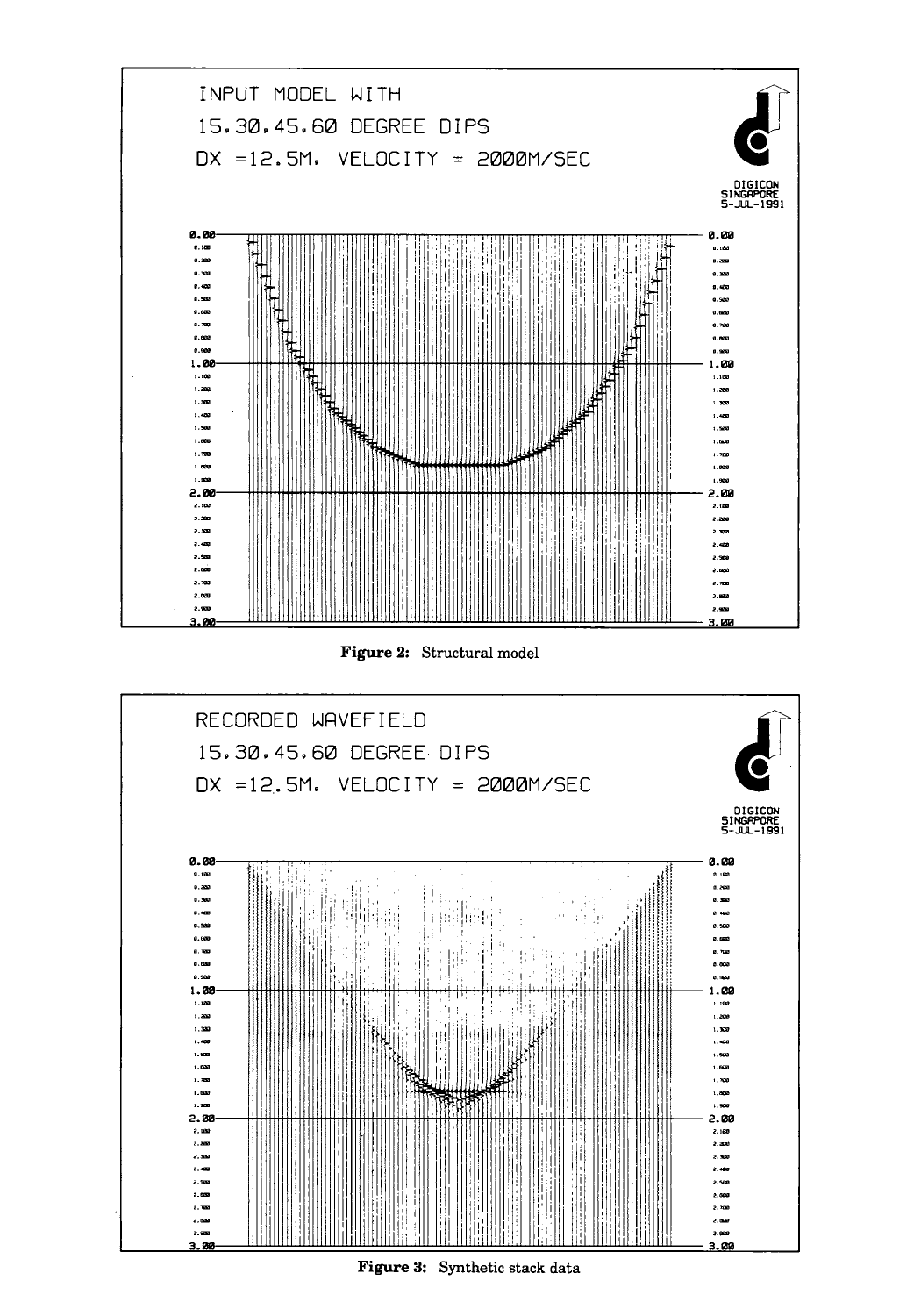INPUT MODEL WITH

15.30.45.60 DEGREE DIPS

DX =12.5M. VELOCITY = 2000M/SEC

DIGICON SINGAPORE 5-JUL-1991

**Figure 2:** Structural model

RECORDED WAVEFIELD

15,30,45,60 DEGREE DIPS

DX =12.5M. VELOCITY = 2000M/SEC

DIGICON SINGAPORE 5-JUL-1991

**Figure 3:** Synthetic stack data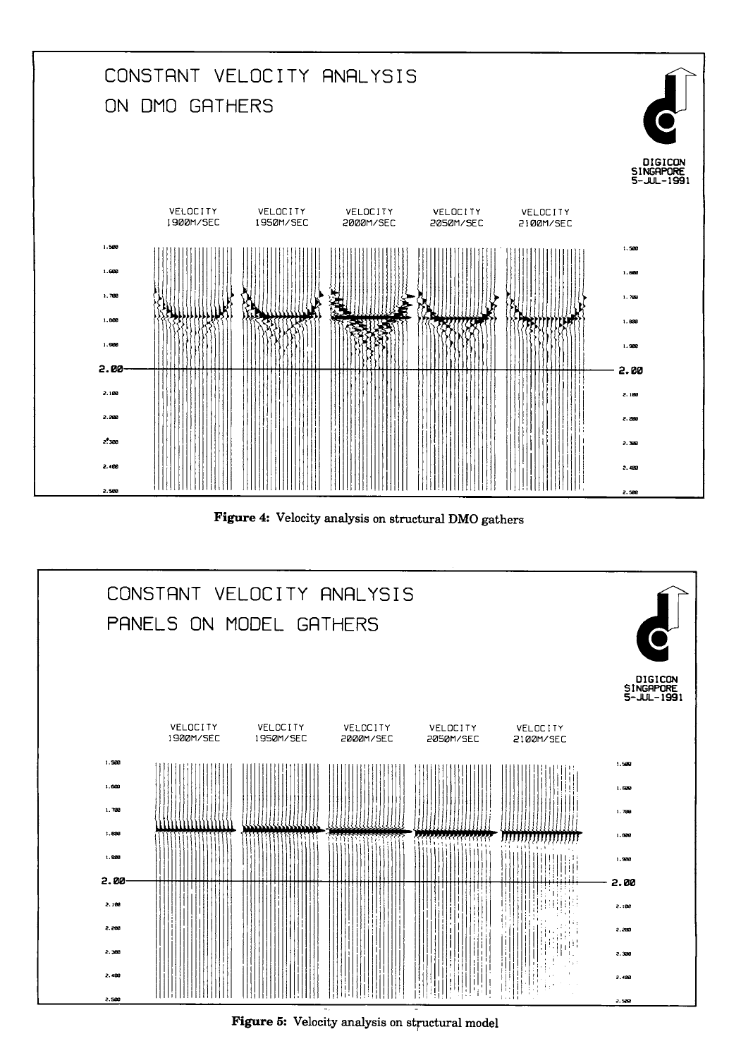CONSTANT VELOCITY ANALYSIS
ON DMO GATHERS

DIGICON
SINGAPORE
5-JUL-1991

VELOCITY 1900M/SEC | VELOCITY 1950M/SEC | VELOCITY 2000M/SEC | VELOCITY 2050M/SEC | VELOCITY 2100M/SEC

**Figure 4:** Velocity analysis on structural DMO gathers

CONSTANT VELOCITY ANALYSIS
PANELS ON MODEL GATHERS

DIGICON
SINGAPORE
5-JUL-1991

VELOCITY 1900M/SEC | VELOCITY 1950M/SEC | VELOCITY 2000M/SEC | VELOCITY 2050M/SEC | VELOCITY 2100M/SEC

**Figure 5:** Velocity analysis on structural model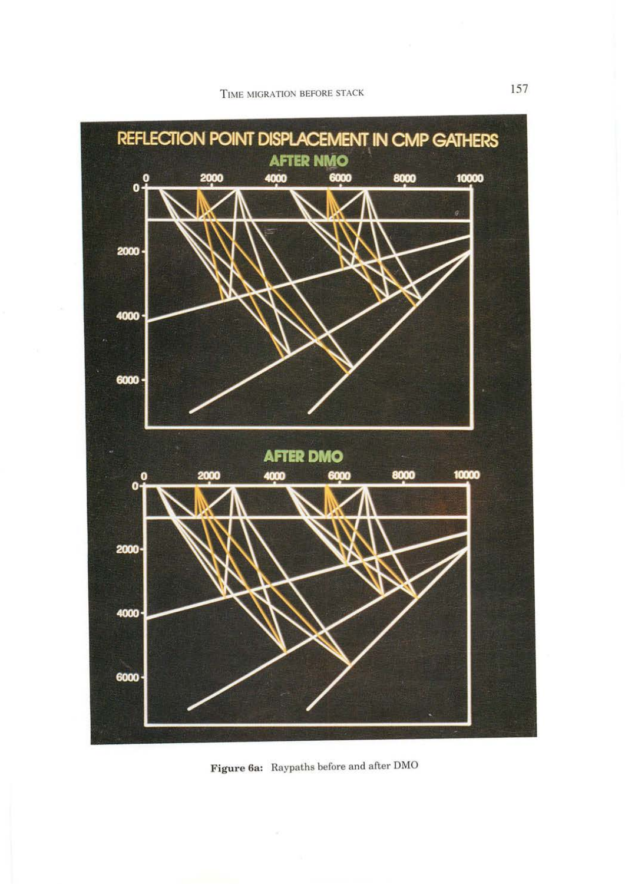**Figure 6a:** Raypaths before and after DMO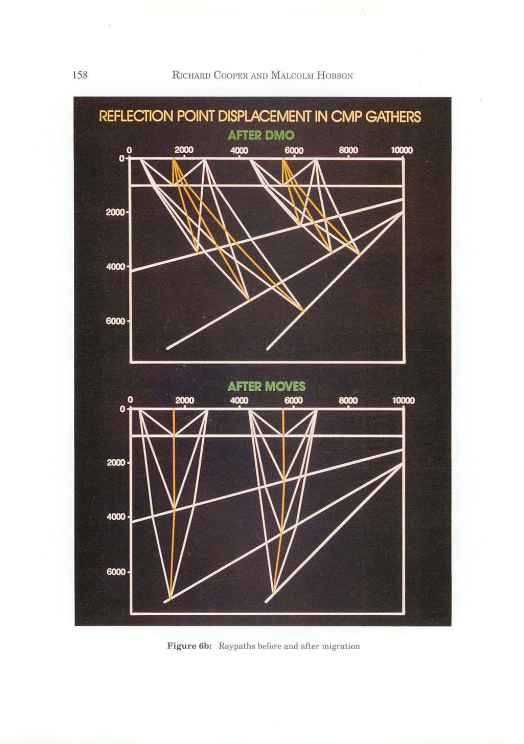# REFLECTION POINT DISPLACEMENT IN CMP GATHERS

## AFTER DMO

## AFTER MOVES

**Figure 6b:** Raypaths before and after migration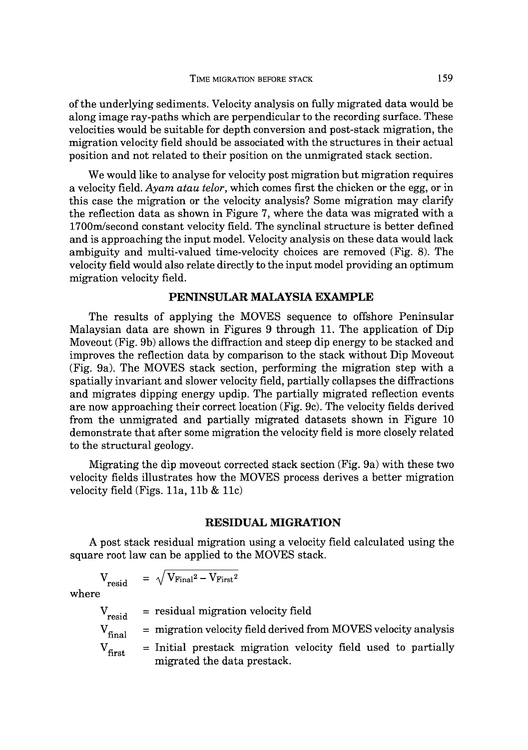of the underlying sediments. Velocity analysis on fully migrated data would be along image ray-paths which are perpendicular to the recording surface. These velocities would be suitable for depth conversion and post-stack migration, the migration velocity field should be associated with the structures in their actual position and not related to their position on the unmigrated stack section.

We would like to analyse for velocity post migration but migration requires a velocity field. *Ayam atau telor*, which comes first the chicken or the egg, or in this case the migration or the velocity analysis? Some migration may clarify the reflection data as shown in Figure 7, where the data was migrated with a 1700m/second constant velocity field. The synclinal structure is better defined and is approaching the input model. Velocity analysis on these data would lack ambiguity and multi-valued time-velocity choices are removed (Fig. 8). The velocity field would also relate directly to the input model providing an optimum migration velocity field.

## PENINSULAR MALAYSIA EXAMPLE

The results of applying the MOVES sequence to offshore Peninsular Malaysian data are shown in Figures 9 through 11. The application of Dip Moveout (Fig. 9b) allows the diffraction and steep dip energy to be stacked and improves the reflection data by comparison to the stack without Dip Moveout (Fig. 9a). The MOVES stack section, performing the migration step with a spatially invariant and slower velocity field, partially collapses the diffractions and migrates dipping energy updip. The partially migrated reflection events are now approaching their correct location (Fig. 9c). The velocity fields derived from the unmigrated and partially migrated datasets shown in Figure 10 demonstrate that after some migration the velocity field is more closely related to the structural geology.

Migrating the dip moveout corrected stack section (Fig. 9a) with these two velocity fields illustrates how the MOVES process derives a better migration velocity field (Figs. 11a, 11b & 11c)

## RESIDUAL MIGRATION

A post stack residual migration using a velocity field calculated using the square root law can be applied to the MOVES stack.

$$V_{resid} = \sqrt{V_{Final}^2 - V_{First}^2}$$

where

$V_{resid}$ = residual migration velocity field

$V_{final}$ = migration velocity field derived from MOVES velocity analysis

$V_{first}$ = Initial prestack migration velocity field used to partially migrated the data prestack.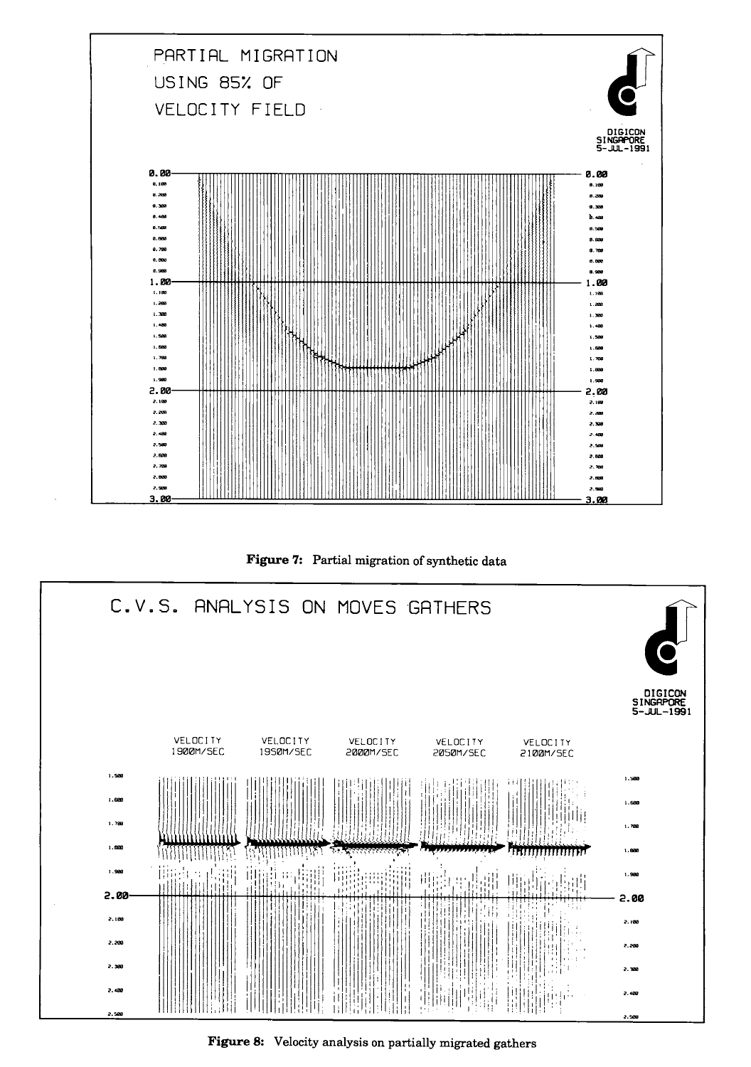Figure 7: Partial migration of synthetic data

Figure 8: Velocity analysis on partially migrated gathers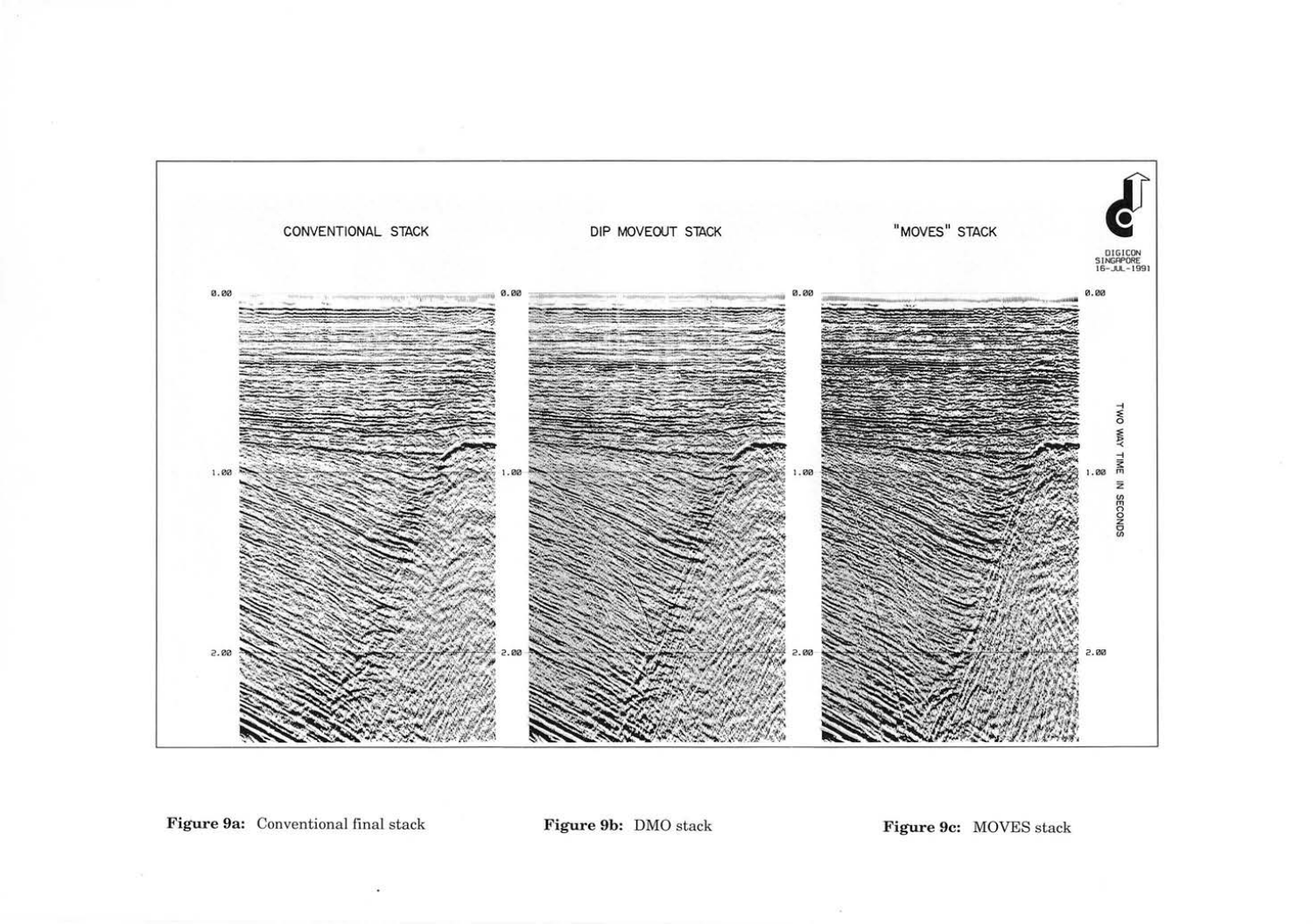**Figure 9a:** Conventional final stack

**Figure 9b:** DMO stack

**Figure 9c:** MOVES stack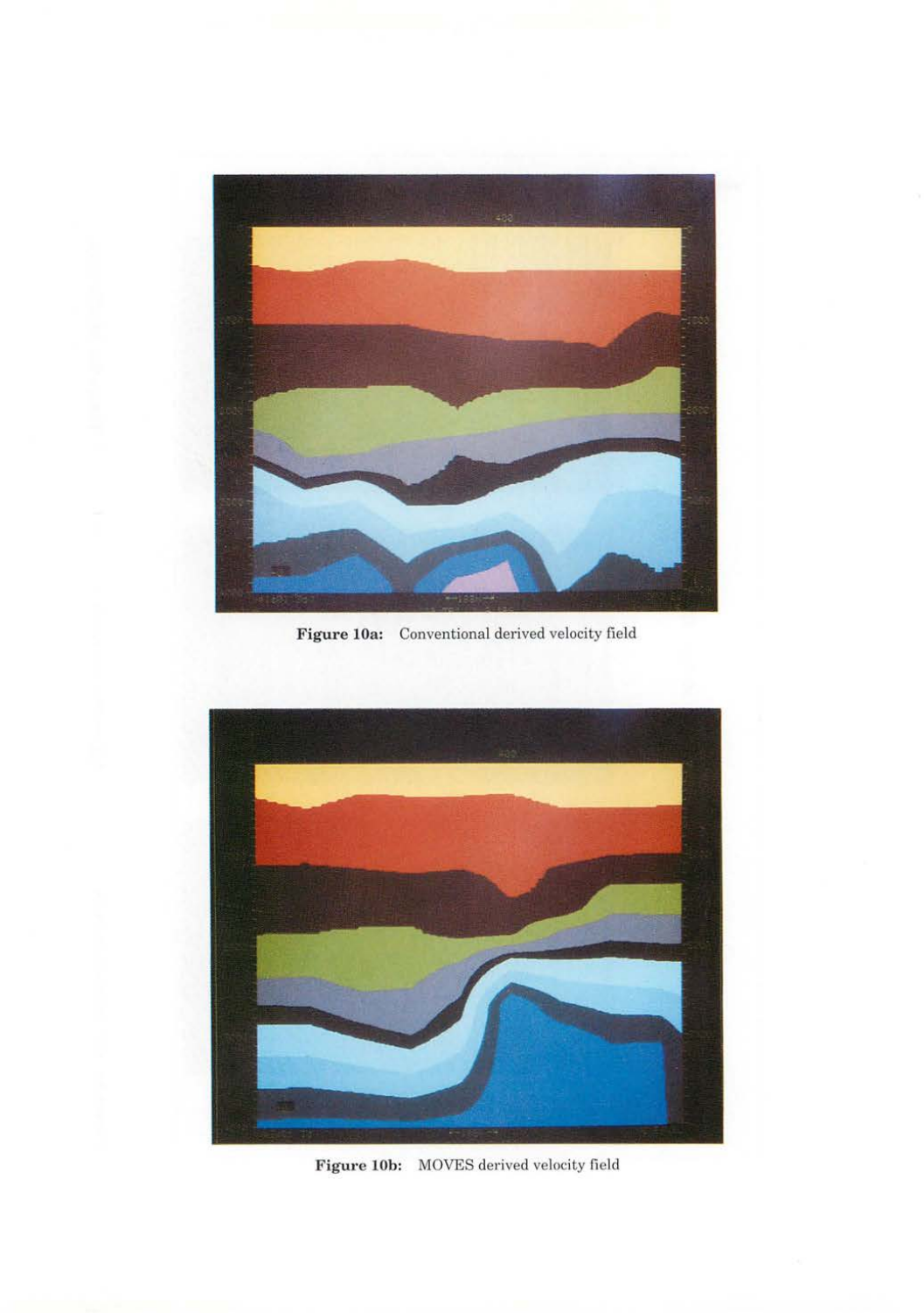**Figure 10a:** Conventional derived velocity field

**Figure 10b:** MOVES derived velocity field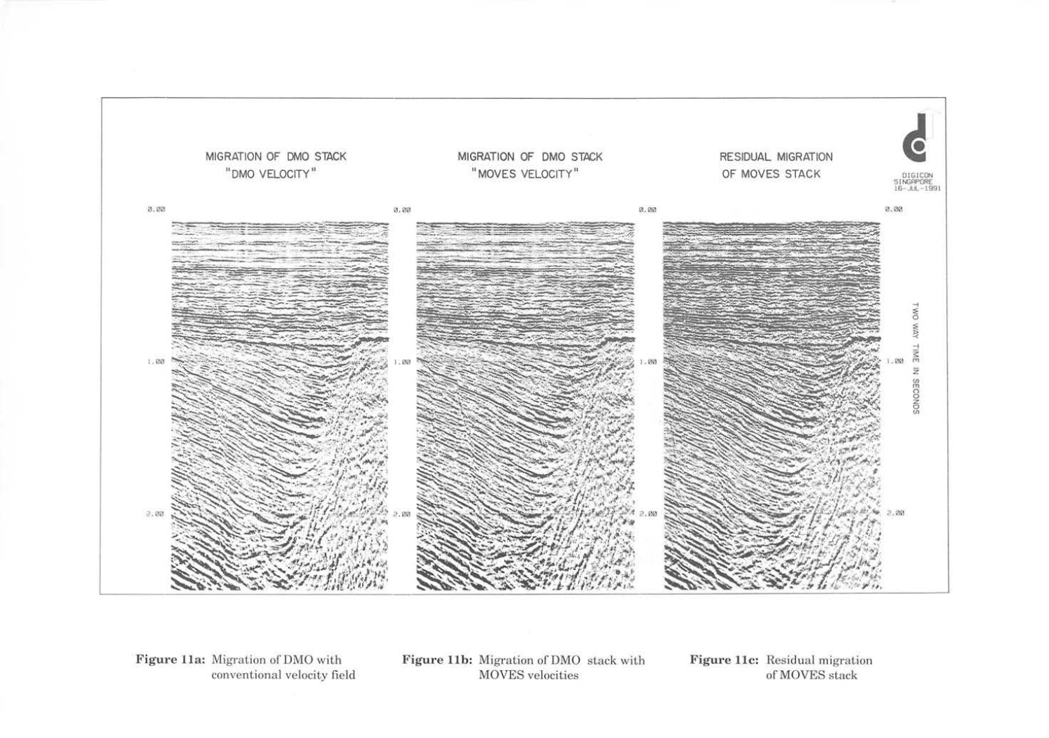**Figure 11a:** Migration of DMO with conventional velocity field

**Figure 11b:** Migration of DMO stack with MOVES velocities

**Figure 11c:** Residual migration of MOVES stack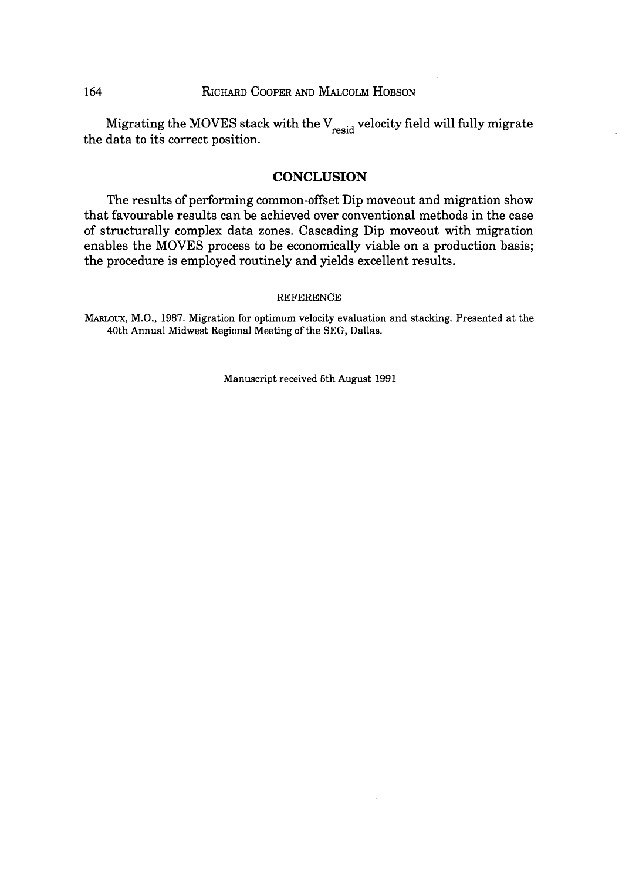Migrating the MOVES stack with the $V_{resid}$ velocity field will fully migrate the data to its correct position.

## CONCLUSION

The results of performing common-offset Dip moveout and migration show that favourable results can be achieved over conventional methods in the case of structurally complex data zones. Cascading Dip moveout with migration enables the MOVES process to be economically viable on a production basis; the procedure is employed routinely and yields excellent results.

### REFERENCE

Marloux, M.O., 1987. Migration for optimum velocity evaluation and stacking. Presented at the 40th Annual Midwest Regional Meeting of the SEG, Dallas.

Manuscript received 5th August 1991